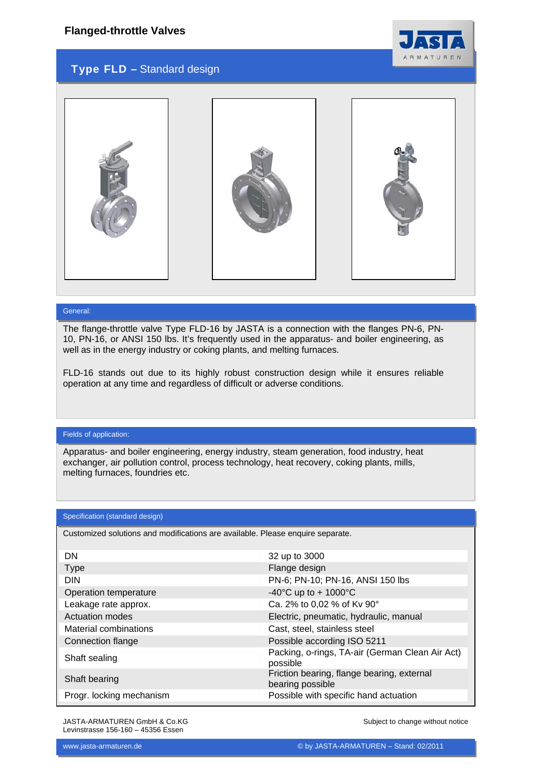# Flanged-throttle Valves

## **Type FLD –** Standard design

### General:

The flange-throttle valve Type FLD-16 by JASTA is a connection with the flanges PN-6, PN-10, PN-16, or ANSI 150 lbs. It's frequently used in the apparatus- and boiler engineering, as well as in the energy industry or coking plants, and melting furnaces.

FLD-16 stands out due to its highly robust construction design while it ensures reliable operation at any time and regardless of difficult or adverse conditions.

### Fields of application:

Apparatus- and boiler engineering, energy industry, steam generation, food industry, heat exchanger, air pollution control, process technology, heat recovery, coking plants, mills, melting furnaces, foundries etc.

### Specification (standard design)

Customized solutions and modifications are available. Please enquire separate.

| | |
|---|---|
| DN | 32 up to 3000 |
| Type | Flange design |
| DIN | PN-6; PN-10; PN-16, ANSI 150 lbs |
| Operation temperature | -40°C up to + 1000°C |
| Leakage rate approx. | Ca. 2% to 0,02 % of Kv 90° |
| Actuation modes | Electric, pneumatic, hydraulic, manual |
| Material combinations | Cast, steel, stainless steel |
| Connection flange | Possible according ISO 5211 |
| Shaft sealing | Packing, o-rings, TA-air (German Clean Air Act) possible |
| Shaft bearing | Friction bearing, flange bearing, external bearing possible |
| Progr. locking mechanism | Possible with specific hand actuation |

JASTA-ARMATUREN GmbH & Co.KG
Levinstrasse 156-160 – 45356 Essen

Subject to change without notice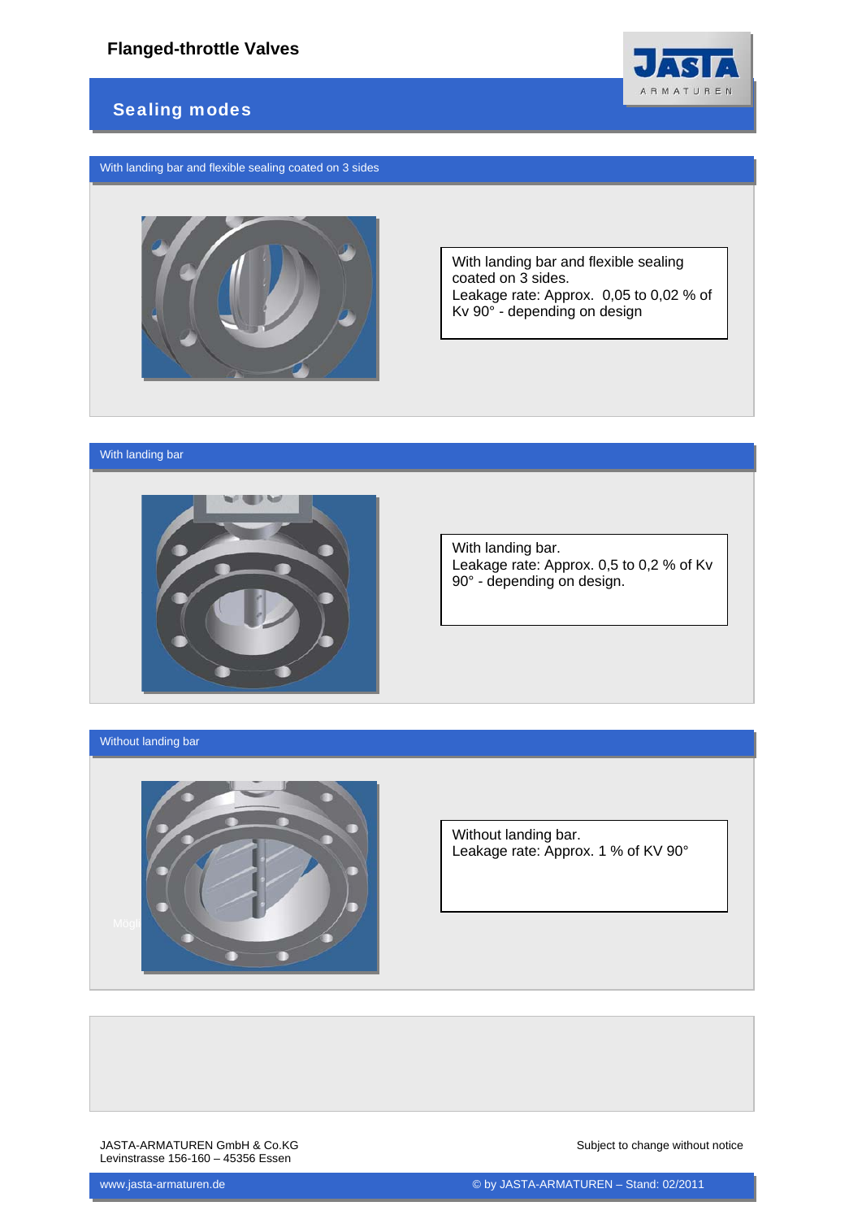# Flanged-throttle Valves

## Sealing modes

### With landing bar and flexible sealing coated on 3 sides

With landing bar and flexible sealing coated on 3 sides.
Leakage rate: Approx. 0,05 to 0,02 % of Kv 90° - depending on design

### With landing bar

With landing bar.
Leakage rate: Approx. 0,5 to 0,2 % of Kv 90° - depending on design.

### Without landing bar

Without landing bar.
Leakage rate: Approx. 1 % of KV 90°

JASTA-ARMATUREN GmbH & Co.KG
Levinstrasse 156-160 – 45356 Essen

Subject to change without notice

www.jasta-armaturen.de

© by JASTA-ARMATUREN – Stand: 02/2011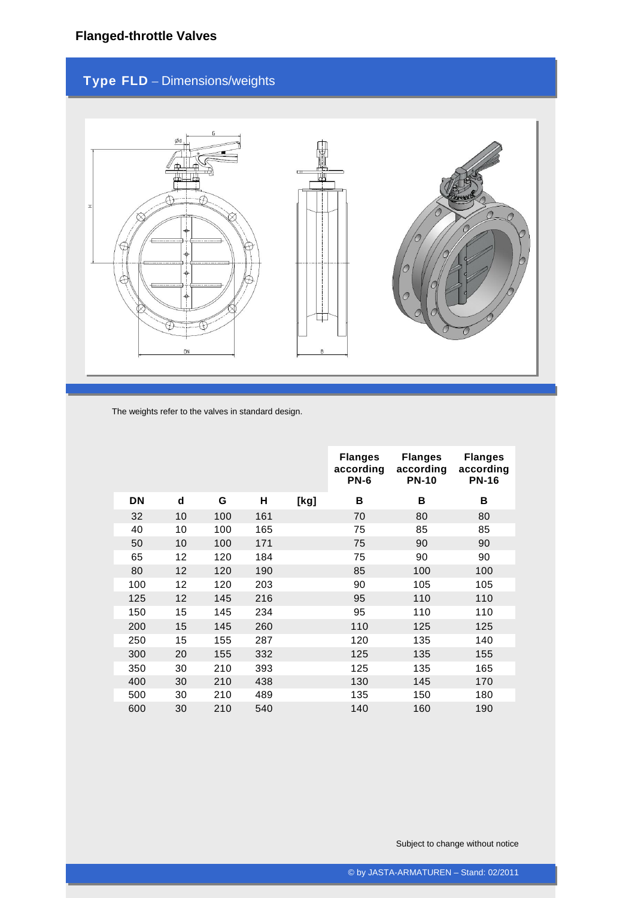## Flanged-throttle Valves

### **Type FLD** – Dimensions/weights

The weights refer to the valves in standard design.

| | | | | | Flanges according PN-6 | Flanges according PN-10 | Flanges according PN-16 |
|---|---|---|---|---|---|---|---|
| **DN** | **d** | **G** | **H** | **[kg]** | **B** | **B** | **B** |
| 32 | 10 | 100 | 161 | | 70 | 80 | 80 |
| 40 | 10 | 100 | 165 | | 75 | 85 | 85 |
| 50 | 10 | 100 | 171 | | 75 | 90 | 90 |
| 65 | 12 | 120 | 184 | | 75 | 90 | 90 |
| 80 | 12 | 120 | 190 | | 85 | 100 | 100 |
| 100 | 12 | 120 | 203 | | 90 | 105 | 105 |
| 125 | 12 | 145 | 216 | | 95 | 110 | 110 |
| 150 | 15 | 145 | 234 | | 95 | 110 | 110 |
| 200 | 15 | 145 | 260 | | 110 | 125 | 125 |
| 250 | 15 | 155 | 287 | | 120 | 135 | 140 |
| 300 | 20 | 155 | 332 | | 125 | 135 | 155 |
| 350 | 30 | 210 | 393 | | 125 | 135 | 165 |
| 400 | 30 | 210 | 438 | | 130 | 145 | 170 |
| 500 | 30 | 210 | 489 | | 135 | 150 | 180 |
| 600 | 30 | 210 | 540 | | 140 | 160 | 190 |

Subject to change without notice

© by JASTA-ARMATUREN – Stand: 02/2011